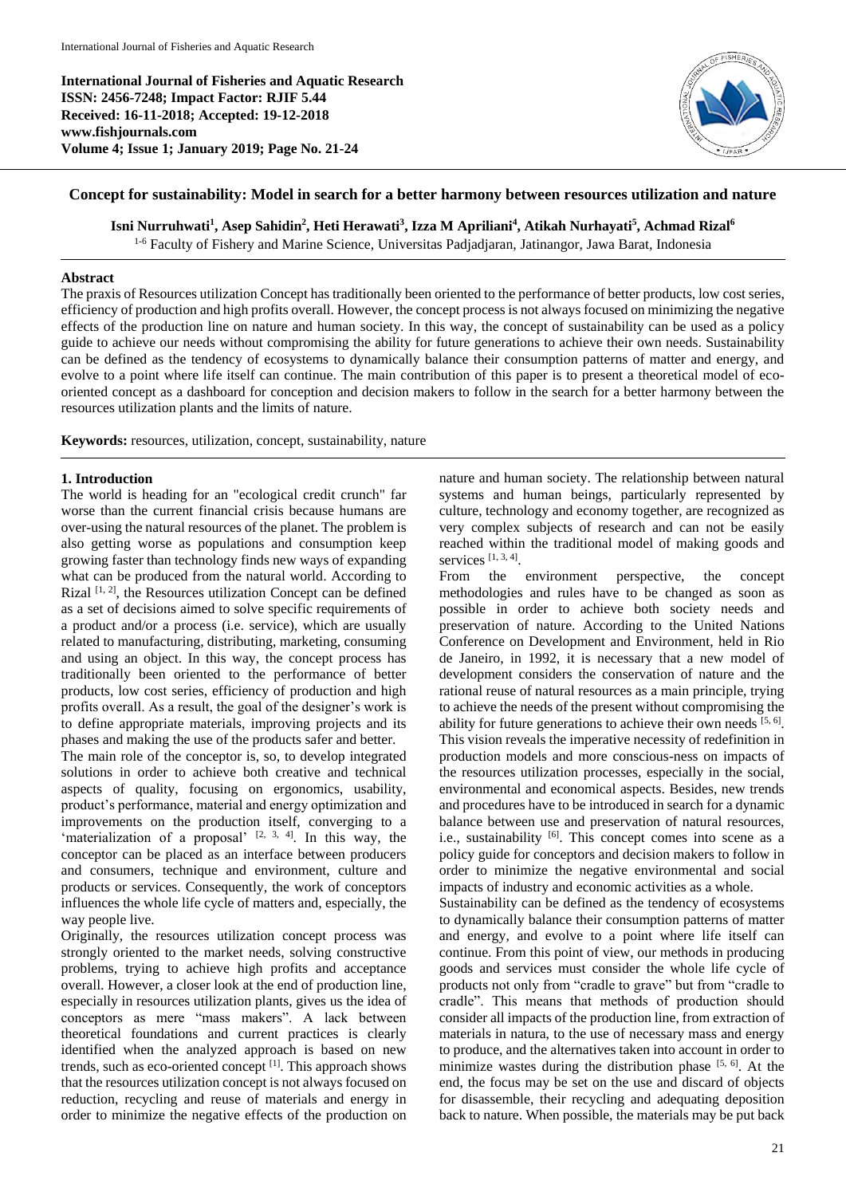**International Journal of Fisheries and Aquatic Research**
**ISSN: 2456-7248; Impact Factor: RJIF 5.44**
**Received: 16-11-2018; Accepted: 19-12-2018**
**www.fishjournals.com**
**Volume 4; Issue 1; January 2019; Page No. 21-24**

# Concept for sustainability: Model in search for a better harmony between resources utilization and nature

**Isni Nurruhwati[1], Asep Sahidin[2], Heti Herawati[3], Izza M Apriliani[4], Atikah Nurhayati[5], Achmad Rizal[6]**

[1-6] Faculty of Fishery and Marine Science, Universitas Padjadjaran, Jatinangor, Jawa Barat, Indonesia

## Abstract

The praxis of Resources utilization Concept has traditionally been oriented to the performance of better products, low cost series, efficiency of production and high profits overall. However, the concept process is not always focused on minimizing the negative effects of the production line on nature and human society. In this way, the concept of sustainability can be used as a policy guide to achieve our needs without compromising the ability for future generations to achieve their own needs. Sustainability can be defined as the tendency of ecosystems to dynamically balance their consumption patterns of matter and energy, and evolve to a point where life itself can continue. The main contribution of this paper is to present a theoretical model of eco-oriented concept as a dashboard for conception and decision makers to follow in the search for a better harmony between the resources utilization plants and the limits of nature.

**Keywords:** resources, utilization, concept, sustainability, nature

## 1. Introduction

The world is heading for an "ecological credit crunch" far worse than the current financial crisis because humans are over-using the natural resources of the planet. The problem is also getting worse as populations and consumption keep growing faster than technology finds new ways of expanding what can be produced from the natural world. According to Rizal [1, 2], the Resources utilization Concept can be defined as a set of decisions aimed to solve specific requirements of a product and/or a process (i.e. service), which are usually related to manufacturing, distributing, marketing, consuming and using an object. In this way, the concept process has traditionally been oriented to the performance of better products, low cost series, efficiency of production and high profits overall. As a result, the goal of the designer's work is to define appropriate materials, improving projects and its phases and making the use of the products safer and better.

The main role of the conceptor is, so, to develop integrated solutions in order to achieve both creative and technical aspects of quality, focusing on ergonomics, usability, product's performance, material and energy optimization and improvements on the production itself, converging to a 'materialization of a proposal' [2, 3, 4]. In this way, the conceptor can be placed as an interface between producers and consumers, technique and environment, culture and products or services. Consequently, the work of conceptors influences the whole life cycle of matters and, especially, the way people live.

Originally, the resources utilization concept process was strongly oriented to the market needs, solving constructive problems, trying to achieve high profits and acceptance overall. However, a closer look at the end of production line, especially in resources utilization plants, gives us the idea of conceptors as mere "mass makers". A lack between theoretical foundations and current practices is clearly identified when the analyzed approach is based on new trends, such as eco-oriented concept [1]. This approach shows that the resources utilization concept is not always focused on reduction, recycling and reuse of materials and energy in order to minimize the negative effects of the production on nature and human society. The relationship between natural systems and human beings, particularly represented by culture, technology and economy together, are recognized as very complex subjects of research and can not be easily reached within the traditional model of making goods and services [1, 3, 4].

From the environment perspective, the concept methodologies and rules have to be changed as soon as possible in order to achieve both society needs and preservation of nature. According to the United Nations Conference on Development and Environment, held in Rio de Janeiro, in 1992, it is necessary that a new model of development considers the conservation of nature and the rational reuse of natural resources as a main principle, trying to achieve the needs of the present without compromising the ability for future generations to achieve their own needs [5, 6]. This vision reveals the imperative necessity of redefinition in production models and more conscious-ness on impacts of the resources utilization processes, especially in the social, environmental and economical aspects. Besides, new trends and procedures have to be introduced in search for a dynamic balance between use and preservation of natural resources, i.e., sustainability [6]. This concept comes into scene as a policy guide for conceptors and decision makers to follow in order to minimize the negative environmental and social impacts of industry and economic activities as a whole.

Sustainability can be defined as the tendency of ecosystems to dynamically balance their consumption patterns of matter and energy, and evolve to a point where life itself can continue. From this point of view, our methods in producing goods and services must consider the whole life cycle of products not only from "cradle to grave" but from "cradle to cradle". This means that methods of production should consider all impacts of the production line, from extraction of materials in natura, to the use of necessary mass and energy to produce, and the alternatives taken into account in order to minimize wastes during the distribution phase [5, 6]. At the end, the focus may be set on the use and discard of objects for disassemble, their recycling and adequating deposition back to nature. When possible, the materials may be put back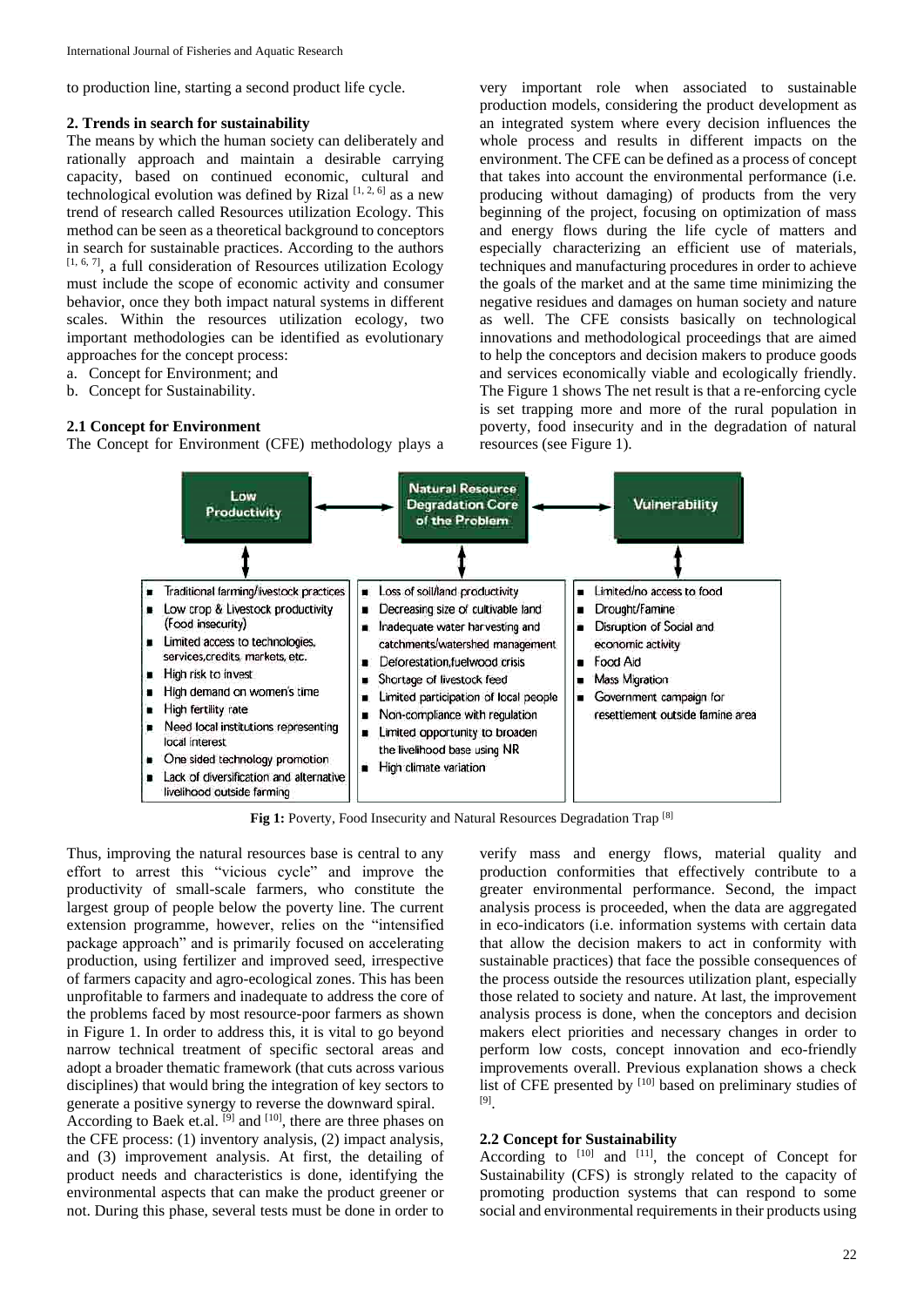to production line, starting a second product life cycle.

## 2. Trends in search for sustainability

The means by which the human society can deliberately and rationally approach and maintain a desirable carrying capacity, based on continued economic, cultural and technological evolution was defined by Rizal [1, 2, 6] as a new trend of research called Resources utilization Ecology. This method can be seen as a theoretical background to conceptors in search for sustainable practices. According to the authors [1, 6, 7], a full consideration of Resources utilization Ecology must include the scope of economic activity and consumer behavior, once they both impact natural systems in different scales. Within the resources utilization ecology, two important methodologies can be identified as evolutionary approaches for the concept process:

a. Concept for Environment; and
b. Concept for Sustainability.

### 2.1 Concept for Environment

The Concept for Environment (CFE) methodology plays a very important role when associated to sustainable production models, considering the product development as an integrated system where every decision influences the whole process and results in different impacts on the environment. The CFE can be defined as a process of concept that takes into account the environmental performance (i.e. producing without damaging) of products from the very beginning of the project, focusing on optimization of mass and energy flows during the life cycle of matters and especially characterizing an efficient use of materials, techniques and manufacturing procedures in order to achieve the goals of the market and at the same time minimizing the negative residues and damages on human society and nature as well. The CFE consists basically on technological innovations and methodological proceedings that are aimed to help the conceptors and decision makers to produce goods and services economically viable and ecologically friendly. The Figure 1 shows The net result is that a re-enforcing cycle is set trapping more and more of the rural population in poverty, food insecurity and in the degradation of natural resources (see Figure 1).

| Low Productivity | Natural Resource Degradation Core of the Problem | Vulnerability |
|---|---|---|
| Traditional farming/livestock practices<br>Low crop & Livestock productivity (Food insecurity)<br>Limited access to technologies, services,credits, markets, etc.<br>High risk to invest<br>High demand on women's time<br>High fertility rate<br>Need local institutions representing local interest<br>One sided technology promotion<br>Lack of diversification and alternative livelihood outside farming | Loss of soil/land productivity<br>Decreasing size of cultivable land<br>Inadequate water harvesting and catchments/watershed management<br>Deforestation,fuelwood crisis<br>Shortage of livestock feed<br>Limited participation of local people<br>Non-compliance with regulation<br>Limited opportunity to broaden the livelihood base using NR<br>High climate variation | Limited/no access to food<br>Drought/Famine<br>Disruption of Social and economic activity<br>Food Aid<br>Mass Migration<br>Government campaign for resettlement outside famine area |

**Fig 1:** Poverty, Food Insecurity and Natural Resources Degradation Trap [8]

Thus, improving the natural resources base is central to any effort to arrest this "vicious cycle" and improve the productivity of small-scale farmers, who constitute the largest group of people below the poverty line. The current extension programme, however, relies on the "intensified package approach" and is primarily focused on accelerating production, using fertilizer and improved seed, irrespective of farmers capacity and agro-ecological zones. This has been unprofitable to farmers and inadequate to address the core of the problems faced by most resource-poor farmers as shown in Figure 1. In order to address this, it is vital to go beyond narrow technical treatment of specific sectoral areas and adopt a broader thematic framework (that cuts across various disciplines) that would bring the integration of key sectors to generate a positive synergy to reverse the downward spiral.

According to Baek et.al. [9] and [10], there are three phases on the CFE process: (1) inventory analysis, (2) impact analysis, and (3) improvement analysis. At first, the detailing of product needs and characteristics is done, identifying the environmental aspects that can make the product greener or not. During this phase, several tests must be done in order to verify mass and energy flows, material quality and production conformities that effectively contribute to a greater environmental performance. Second, the impact analysis process is proceeded, when the data are aggregated in eco-indicators (i.e. information systems with certain data that allow the decision makers to act in conformity with sustainable practices) that face the possible consequences of the process outside the resources utilization plant, especially those related to society and nature. At last, the improvement analysis process is done, when the conceptors and decision makers elect priorities and necessary changes in order to perform low costs, concept innovation and eco-friendly improvements overall. Previous explanation shows a check list of CFE presented by [10] based on preliminary studies of [9].

### 2.2 Concept for Sustainability

According to [10] and [11], the concept of Concept for Sustainability (CFS) is strongly related to the capacity of promoting production systems that can respond to some social and environmental requirements in their products using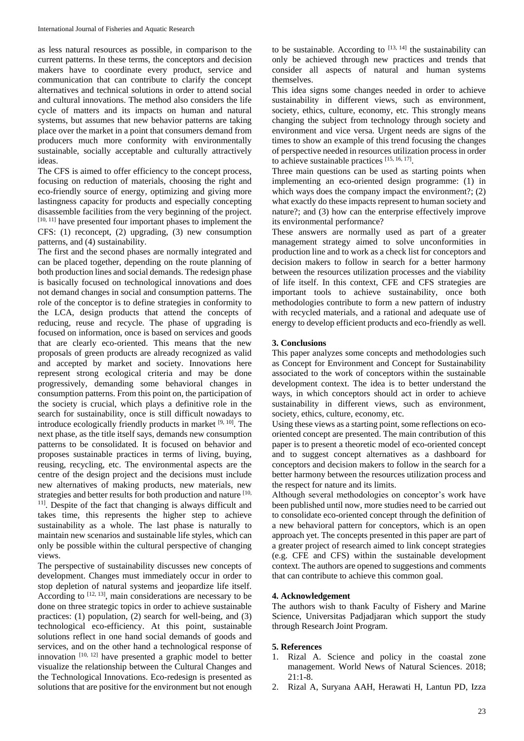as less natural resources as possible, in comparison to the current patterns. In these terms, the conceptors and decision makers have to coordinate every product, service and communication that can contribute to clarify the concept alternatives and technical solutions in order to attend social and cultural innovations. The method also considers the life cycle of matters and its impacts on human and natural systems, but assumes that new behavior patterns are taking place over the market in a point that consumers demand from producers much more conformity with environmentally sustainable, socially acceptable and culturally attractively ideas.

The CFS is aimed to offer efficiency to the concept process, focusing on reduction of materials, choosing the right and eco-friendly source of energy, optimizing and giving more lastingness capacity for products and especially concepting disassemble facilities from the very beginning of the project. [10, 11] have presented four important phases to implement the CFS: (1) reconcept, (2) upgrading, (3) new consumption patterns, and (4) sustainability.

The first and the second phases are normally integrated and can be placed together, depending on the route planning of both production lines and social demands. The redesign phase is basically focused on technological innovations and does not demand changes in social and consumption patterns. The role of the conceptor is to define strategies in conformity to the LCA, design products that attend the concepts of reducing, reuse and recycle. The phase of upgrading is focused on information, once is based on services and goods that are clearly eco-oriented. This means that the new proposals of green products are already recognized as valid and accepted by market and society. Innovations here represent strong ecological criteria and may be done progressively, demanding some behavioral changes in consumption patterns. From this point on, the participation of the society is crucial, which plays a definitive role in the search for sustainability, once is still difficult nowadays to introduce ecologically friendly products in market [9, 10]. The next phase, as the title itself says, demands new consumption patterns to be consolidated. It is focused on behavior and proposes sustainable practices in terms of living, buying, reusing, recycling, etc. The environmental aspects are the centre of the design project and the decisions must include new alternatives of making products, new materials, new strategies and better results for both production and nature [10, 11]. Despite of the fact that changing is always difficult and takes time, this represents the higher step to achieve sustainability as a whole. The last phase is naturally to maintain new scenarios and sustainable life styles, which can only be possible within the cultural perspective of changing views.

The perspective of sustainability discusses new concepts of development. Changes must immediately occur in order to stop depletion of natural systems and jeopardize life itself. According to [12, 13], main considerations are necessary to be done on three strategic topics in order to achieve sustainable practices: (1) population, (2) search for well-being, and (3) technological eco-efficiency. At this point, sustainable solutions reflect in one hand social demands of goods and services, and on the other hand a technological response of innovation [10, 12] have presented a graphic model to better visualize the relationship between the Cultural Changes and the Technological Innovations. Eco-redesign is presented as solutions that are positive for the environment but not enough to be sustainable. According to [13, 14] the sustainability can only be achieved through new practices and trends that consider all aspects of natural and human systems themselves.

This idea signs some changes needed in order to achieve sustainability in different views, such as environment, society, ethics, culture, economy, etc. This strongly means changing the subject from technology through society and environment and vice versa. Urgent needs are signs of the times to show an example of this trend focusing the changes of perspective needed in resources utilization process in order to achieve sustainable practices [15, 16, 17].

Three main questions can be used as starting points when implementing an eco-oriented design programme: (1) in which ways does the company impact the environment?; (2) what exactly do these impacts represent to human society and nature?; and (3) how can the enterprise effectively improve its environmental performance?

These answers are normally used as part of a greater management strategy aimed to solve unconformities in production line and to work as a check list for conceptors and decision makers to follow in search for a better harmony between the resources utilization processes and the viability of life itself. In this context, CFE and CFS strategies are important tools to achieve sustainability, once both methodologies contribute to form a new pattern of industry with recycled materials, and a rational and adequate use of energy to develop efficient products and eco-friendly as well.

## 3. Conclusions

This paper analyzes some concepts and methodologies such as Concept for Environment and Concept for Sustainability associated to the work of conceptors within the sustainable development context. The idea is to better understand the ways, in which conceptors should act in order to achieve sustainability in different views, such as environment, society, ethics, culture, economy, etc.

Using these views as a starting point, some reflections on eco-oriented concept are presented. The main contribution of this paper is to present a theoretic model of eco-oriented concept and to suggest concept alternatives as a dashboard for conceptors and decision makers to follow in the search for a better harmony between the resources utilization process and the respect for nature and its limits.

Although several methodologies on conceptor's work have been published until now, more studies need to be carried out to consolidate eco-oriented concept through the definition of a new behavioral pattern for conceptors, which is an open approach yet. The concepts presented in this paper are part of a greater project of research aimed to link concept strategies (e.g. CFE and CFS) within the sustainable development context. The authors are opened to suggestions and comments that can contribute to achieve this common goal.

## 4. Acknowledgement

The authors wish to thank Faculty of Fishery and Marine Science, Universitas Padjadjaran which support the study through Research Joint Program.

## 5. References

1. Rizal A. Science and policy in the coastal zone management. World News of Natural Sciences. 2018; 21:1-8.
2. Rizal A, Suryana AAH, Herawati H, Lantun PD, Izza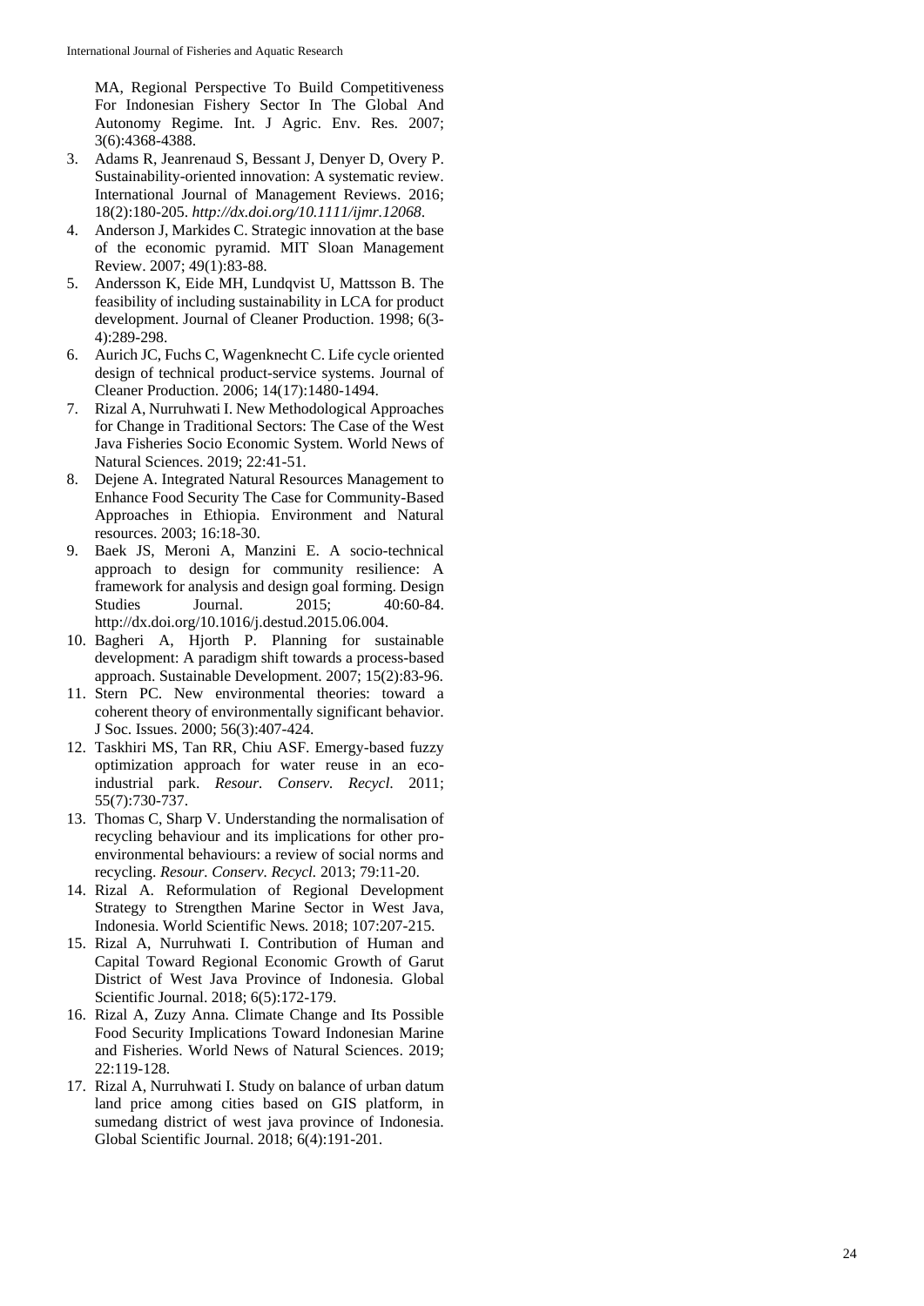MA, Regional Perspective To Build Competitiveness For Indonesian Fishery Sector In The Global And Autonomy Regime. Int. J Agric. Env. Res. 2007; 3(6):4368-4388.

3. Adams R, Jeanrenaud S, Bessant J, Denyer D, Overy P. Sustainability-oriented innovation: A systematic review. International Journal of Management Reviews. 2016; 18(2):180-205. *http://dx.doi.org/10.1111/ijmr.12068*.
4. Anderson J, Markides C. Strategic innovation at the base of the economic pyramid. MIT Sloan Management Review. 2007; 49(1):83-88.
5. Andersson K, Eide MH, Lundqvist U, Mattsson B. The feasibility of including sustainability in LCA for product development. Journal of Cleaner Production. 1998; 6(3-4):289-298.
6. Aurich JC, Fuchs C, Wagenknecht C. Life cycle oriented design of technical product-service systems. Journal of Cleaner Production. 2006; 14(17):1480-1494.
7. Rizal A, Nurruhwati I. New Methodological Approaches for Change in Traditional Sectors: The Case of the West Java Fisheries Socio Economic System. World News of Natural Sciences. 2019; 22:41-51.
8. Dejene A. Integrated Natural Resources Management to Enhance Food Security The Case for Community-Based Approaches in Ethiopia. Environment and Natural resources. 2003; 16:18-30.
9. Baek JS, Meroni A, Manzini E. A socio-technical approach to design for community resilience: A framework for analysis and design goal forming. Design Studies Journal. 2015; 40:60-84. http://dx.doi.org/10.1016/j.destud.2015.06.004.
10. Bagheri A, Hjorth P. Planning for sustainable development: A paradigm shift towards a process-based approach. Sustainable Development. 2007; 15(2):83-96.
11. Stern PC. New environmental theories: toward a coherent theory of environmentally significant behavior. J Soc. Issues. 2000; 56(3):407-424.
12. Taskhiri MS, Tan RR, Chiu ASF. Emergy-based fuzzy optimization approach for water reuse in an eco-industrial park. *Resour. Conserv. Recycl.* 2011; 55(7):730-737.
13. Thomas C, Sharp V. Understanding the normalisation of recycling behaviour and its implications for other pro-environmental behaviours: a review of social norms and recycling. *Resour. Conserv. Recycl.* 2013; 79:11-20.
14. Rizal A. Reformulation of Regional Development Strategy to Strengthen Marine Sector in West Java, Indonesia. World Scientific News. 2018; 107:207-215.
15. Rizal A, Nurruhwati I. Contribution of Human and Capital Toward Regional Economic Growth of Garut District of West Java Province of Indonesia. Global Scientific Journal. 2018; 6(5):172-179.
16. Rizal A, Zuzy Anna. Climate Change and Its Possible Food Security Implications Toward Indonesian Marine and Fisheries. World News of Natural Sciences. 2019; 22:119-128.
17. Rizal A, Nurruhwati I. Study on balance of urban datum land price among cities based on GIS platform, in sumedang district of west java province of Indonesia. Global Scientific Journal. 2018; 6(4):191-201.